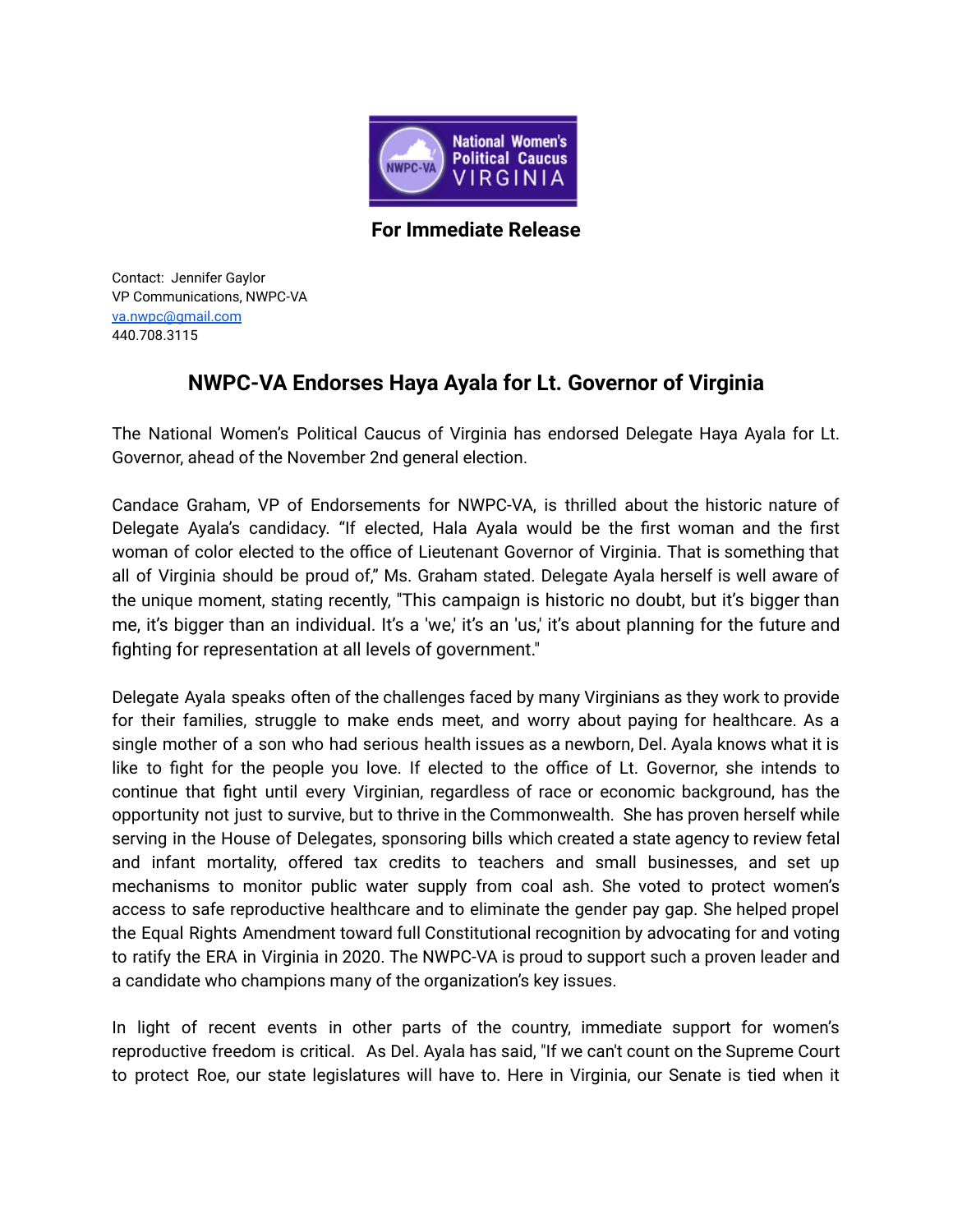**For Immediate Release**

Contact: Jennifer Gaylor
VP Communications, NWPC-VA
va.nwpc@gmail.com
440.708.3115

## NWPC-VA Endorses Haya Ayala for Lt. Governor of Virginia

The National Women's Political Caucus of Virginia has endorsed Delegate Haya Ayala for Lt. Governor, ahead of the November 2nd general election.

Candace Graham, VP of Endorsements for NWPC-VA, is thrilled about the historic nature of Delegate Ayala's candidacy. "If elected, Hala Ayala would be the first woman and the first woman of color elected to the office of Lieutenant Governor of Virginia. That is something that all of Virginia should be proud of," Ms. Graham stated. Delegate Ayala herself is well aware of the unique moment, stating recently, "This campaign is historic no doubt, but it's bigger than me, it's bigger than an individual. It's a 'we,' it's an 'us,' it's about planning for the future and fighting for representation at all levels of government."

Delegate Ayala speaks often of the challenges faced by many Virginians as they work to provide for their families, struggle to make ends meet, and worry about paying for healthcare. As a single mother of a son who had serious health issues as a newborn, Del. Ayala knows what it is like to fight for the people you love. If elected to the office of Lt. Governor, she intends to continue that fight until every Virginian, regardless of race or economic background, has the opportunity not just to survive, but to thrive in the Commonwealth. She has proven herself while serving in the House of Delegates, sponsoring bills which created a state agency to review fetal and infant mortality, offered tax credits to teachers and small businesses, and set up mechanisms to monitor public water supply from coal ash. She voted to protect women's access to safe reproductive healthcare and to eliminate the gender pay gap. She helped propel the Equal Rights Amendment toward full Constitutional recognition by advocating for and voting to ratify the ERA in Virginia in 2020. The NWPC-VA is proud to support such a proven leader and a candidate who champions many of the organization's key issues.

In light of recent events in other parts of the country, immediate support for women's reproductive freedom is critical. As Del. Ayala has said, "If we can't count on the Supreme Court to protect Roe, our state legislatures will have to. Here in Virginia, our Senate is tied when it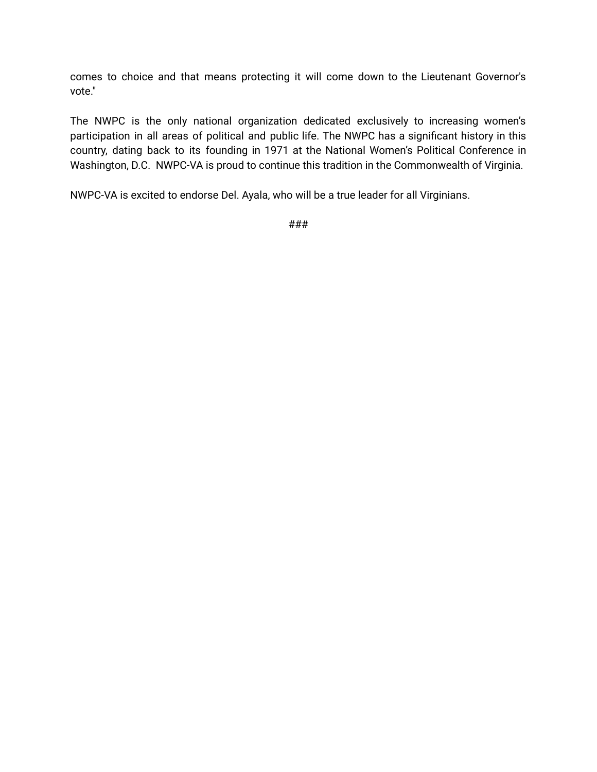comes to choice and that means protecting it will come down to the Lieutenant Governor's vote."

The NWPC is the only national organization dedicated exclusively to increasing women's participation in all areas of political and public life. The NWPC has a significant history in this country, dating back to its founding in 1971 at the National Women's Political Conference in Washington, D.C. NWPC-VA is proud to continue this tradition in the Commonwealth of Virginia.

NWPC-VA is excited to endorse Del. Ayala, who will be a true leader for all Virginians.

###